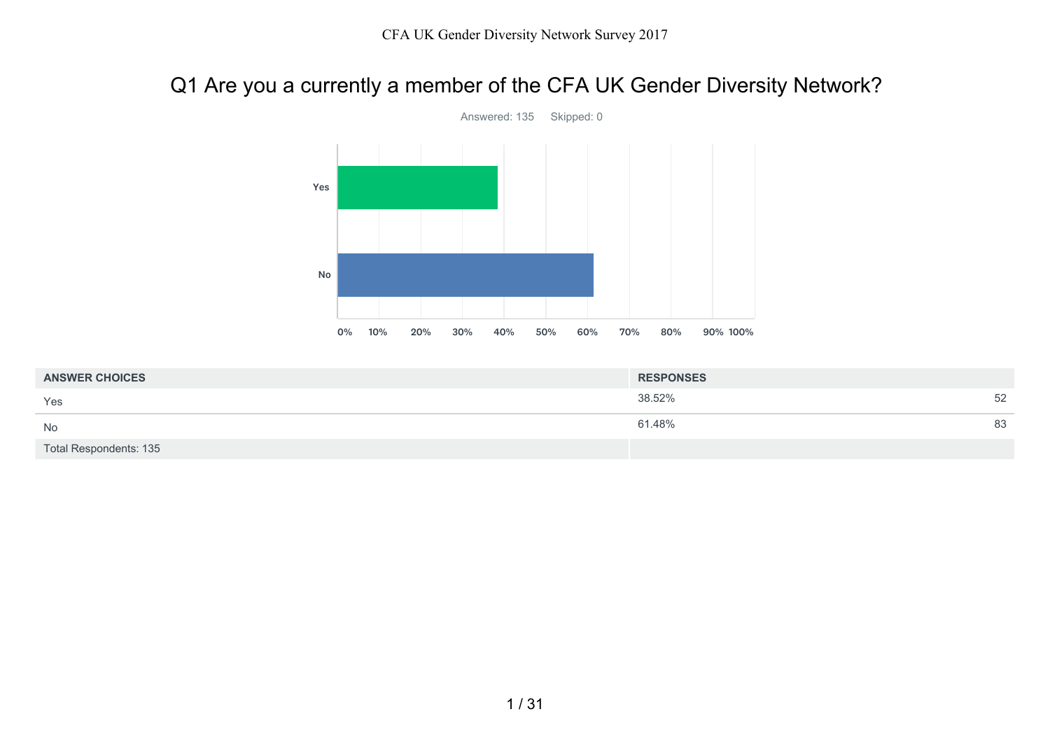# Q1 Are you a currently a member of the CFA UK Gender Diversity Network?

Answered: 135 Skipped: 0

| ANSWER CHOICES | RESPONSES | |
|---|---|---|
| Yes | 38.52% | 52 |
| No | 61.48% | 83 |
| Total Respondents: 135 | | |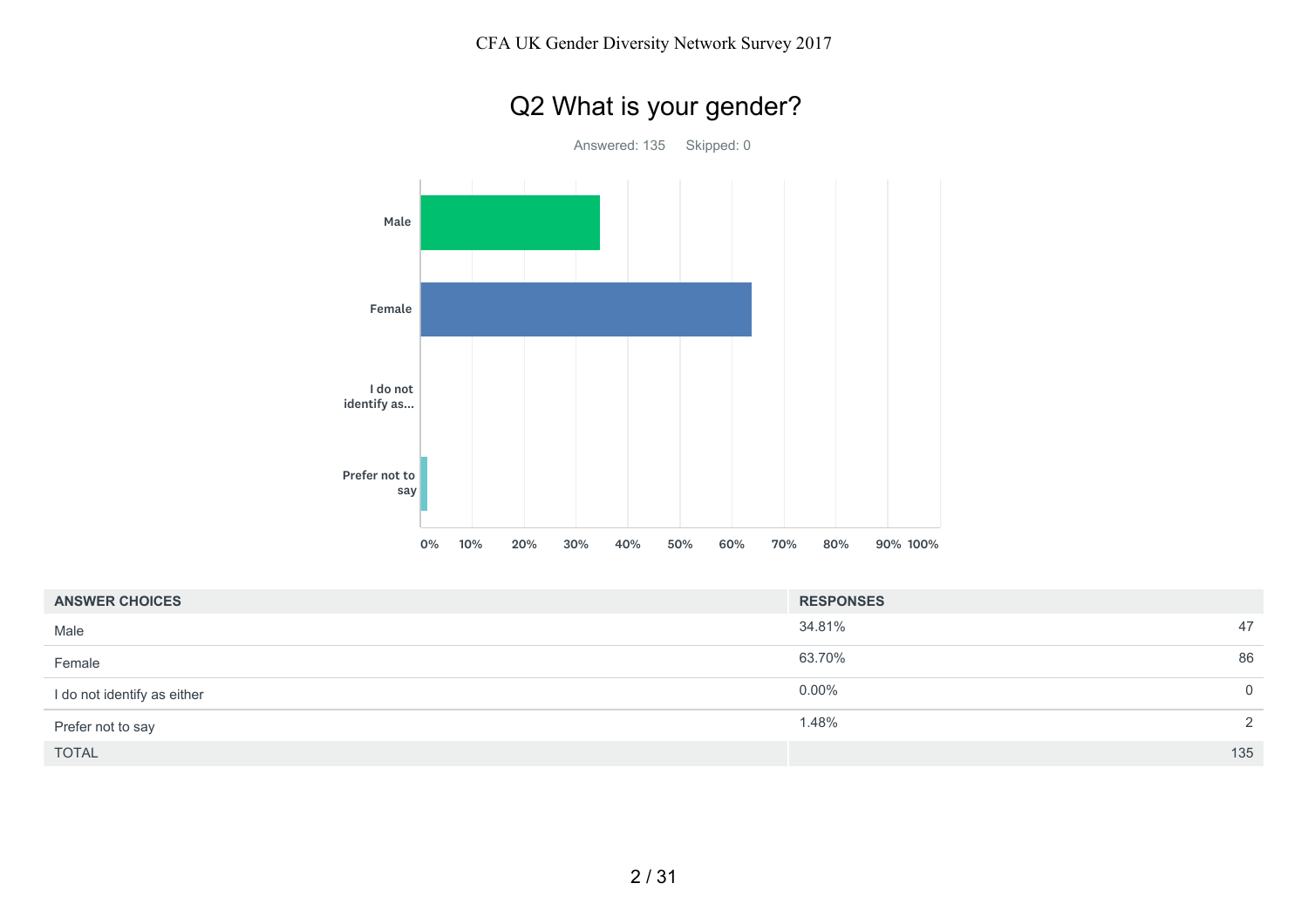## Q2 What is your gender?

Answered: 135 Skipped: 0

| ANSWER CHOICES | RESPONSES | |
| --- | --- | --- |
| Male | 34.81% | 47 |
| Female | 63.70% | 86 |
| I do not identify as either | 0.00% | 0 |
| Prefer not to say | 1.48% | 2 |
| TOTAL | | 135 |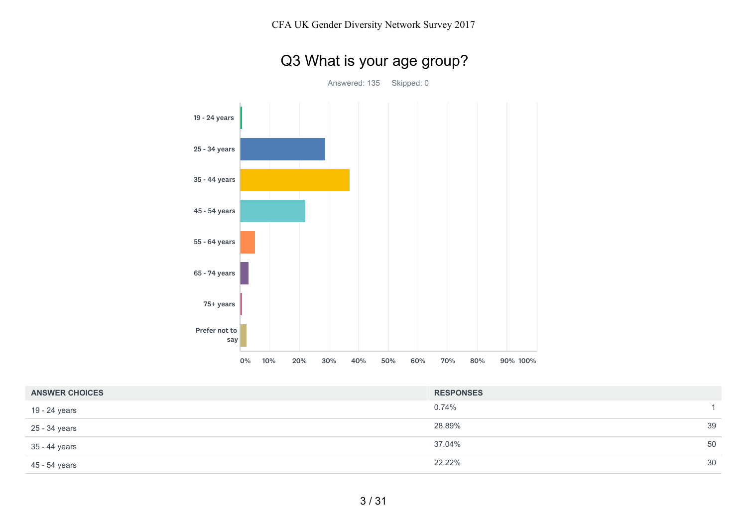# Q3 What is your age group?

Answered: 135 Skipped: 0

| ANSWER CHOICES | RESPONSES | |
|---|---|---|
| 19 - 24 years | 0.74% | 1 |
| 25 - 34 years | 28.89% | 39 |
| 35 - 44 years | 37.04% | 50 |
| 45 - 54 years | 22.22% | 30 |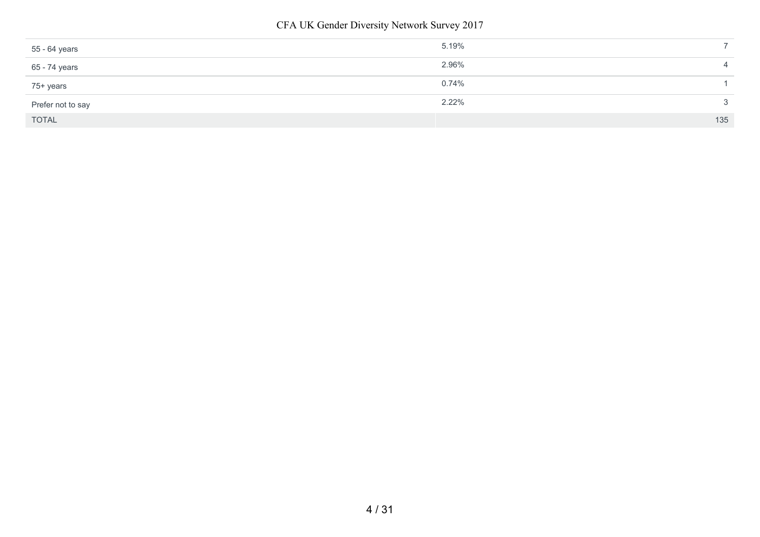| | | |
|---|---|---|
| 55 - 64 years | 5.19% | 7 |
| 65 - 74 years | 2.96% | 4 |
| 75+ years | 0.74% | 1 |
| Prefer not to say | 2.22% | 3 |
| TOTAL | | 135 |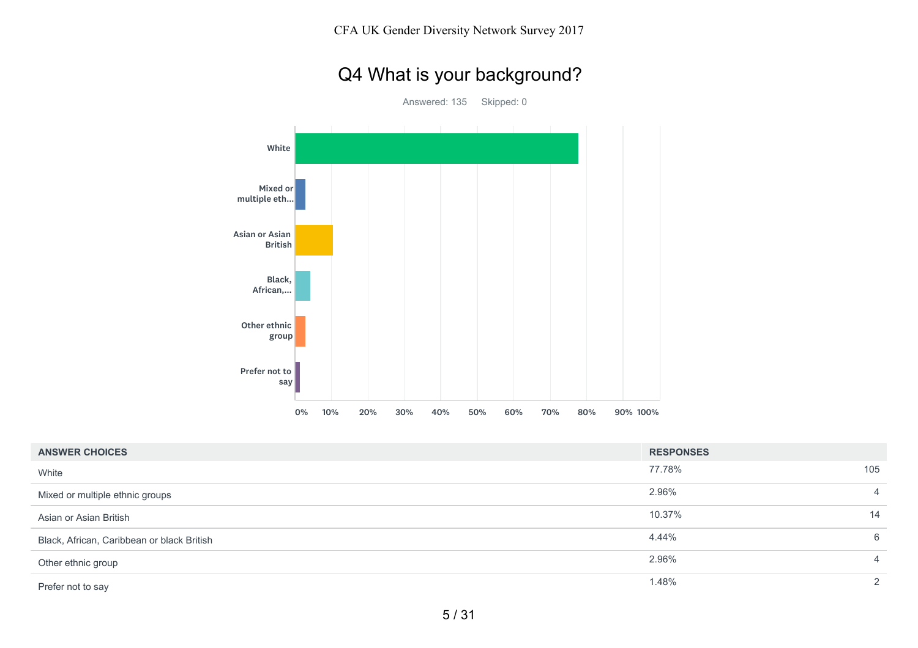# Q4 What is your background?

Answered: 135    Skipped: 0

| ANSWER CHOICES | RESPONSES | |
|---|---|---|
| White | 77.78% | 105 |
| Mixed or multiple ethnic groups | 2.96% | 4 |
| Asian or Asian British | 10.37% | 14 |
| Black, African, Caribbean or black British | 4.44% | 6 |
| Other ethnic group | 2.96% | 4 |
| Prefer not to say | 1.48% | 2 |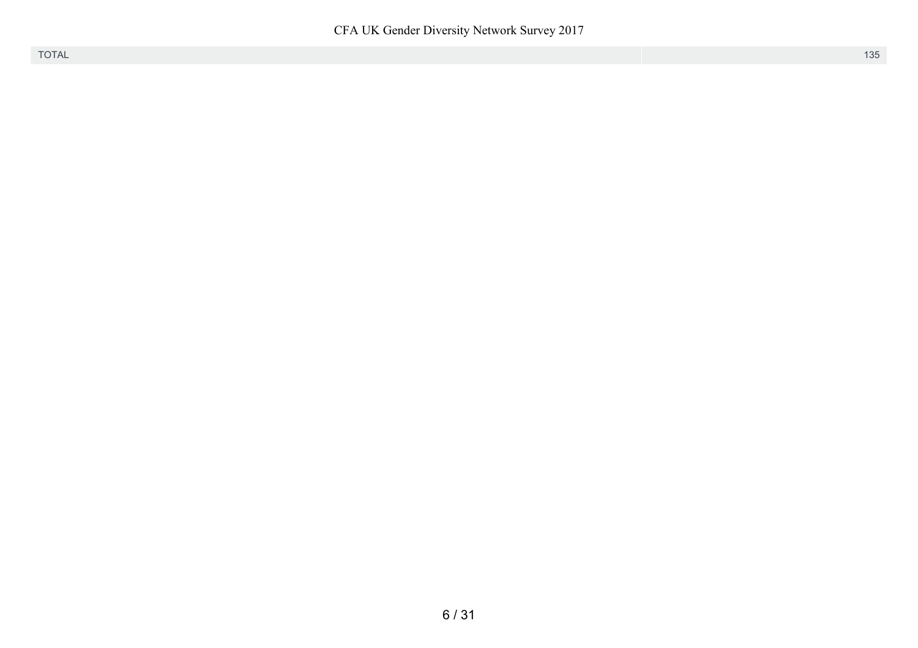| TOTAL | 135 |
| --- | --- |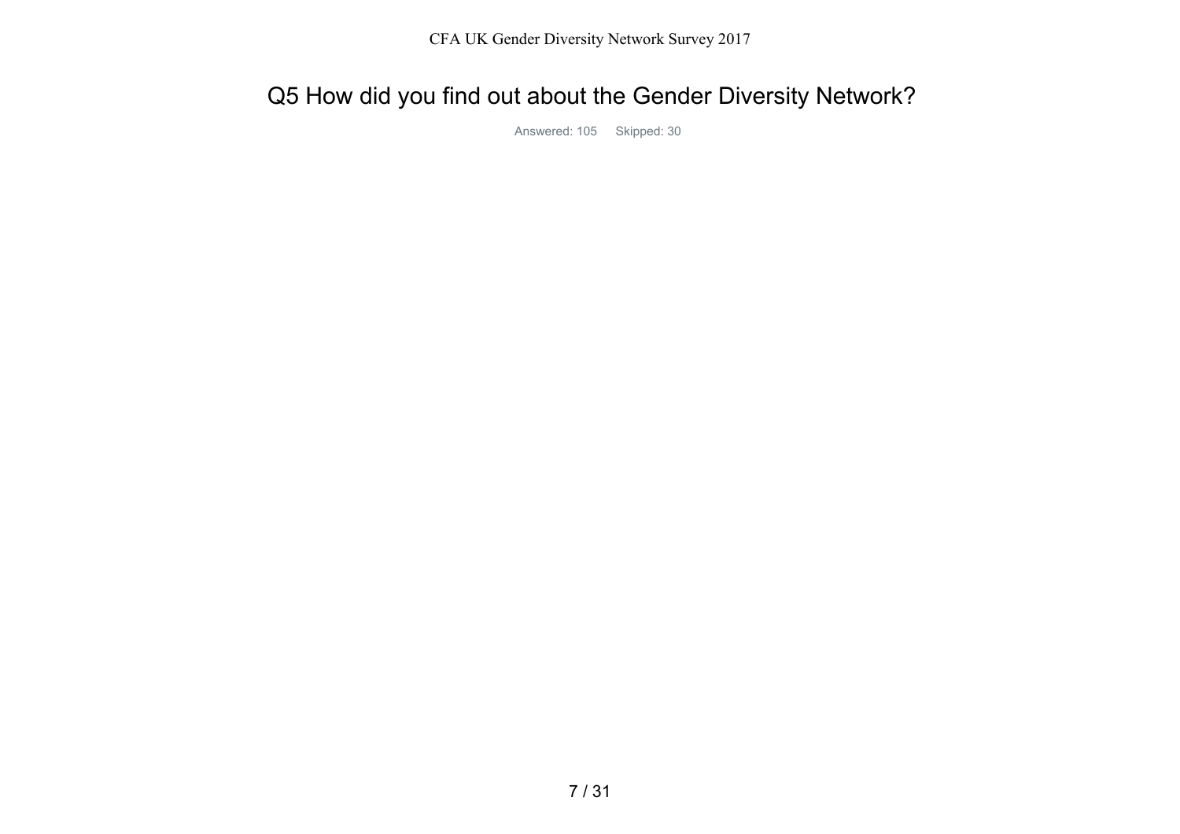# Q5 How did you find out about the Gender Diversity Network?

Answered: 105 Skipped: 30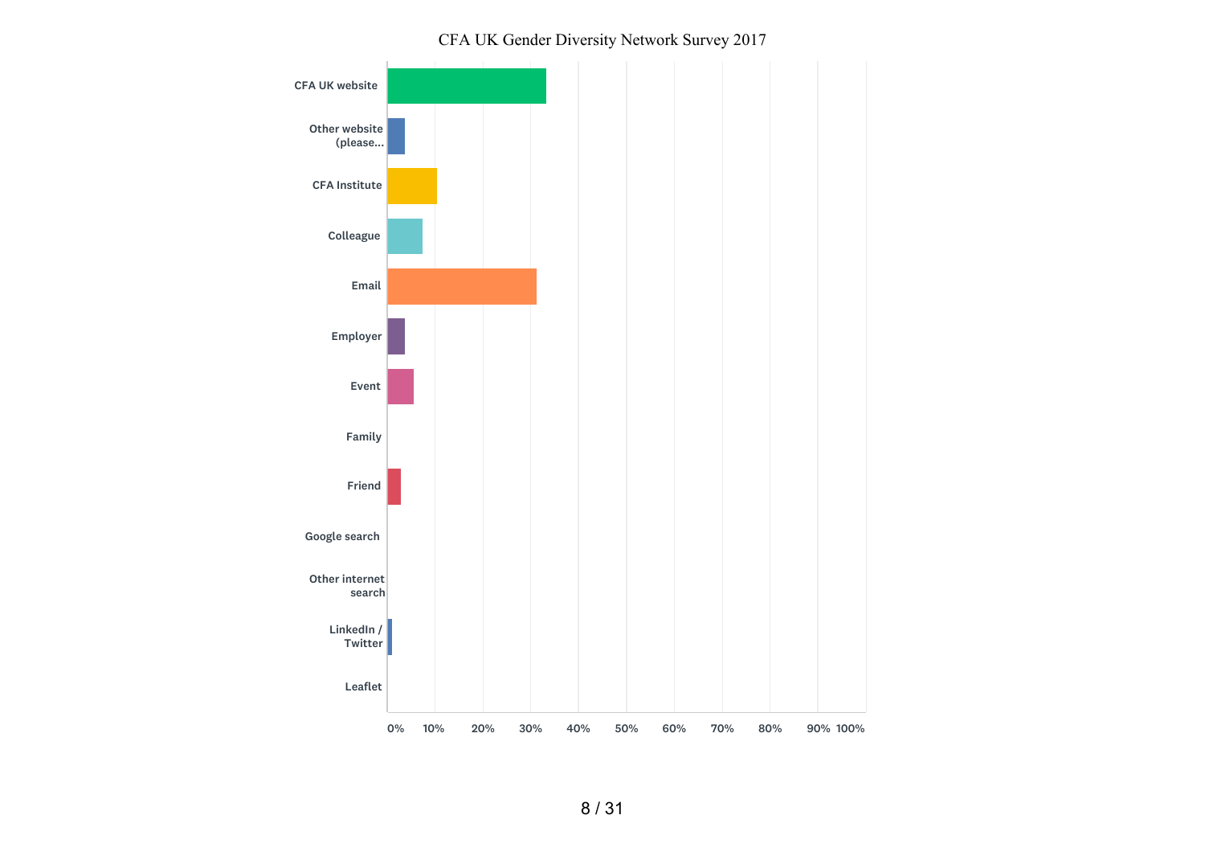CFA UK Gender Diversity Network Survey 2017

| Response | |
|---|---|
| CFA UK website | |
| Other website (please... | |
| CFA Institute | |
| Colleague | |
| Email | |
| Employer | |
| Event | |
| Family | |
| Friend | |
| Google search | |
| Other internet search | |
| LinkedIn / Twitter | |
| Leaflet | |

0% 10% 20% 30% 40% 50% 60% 70% 80% 90% 100%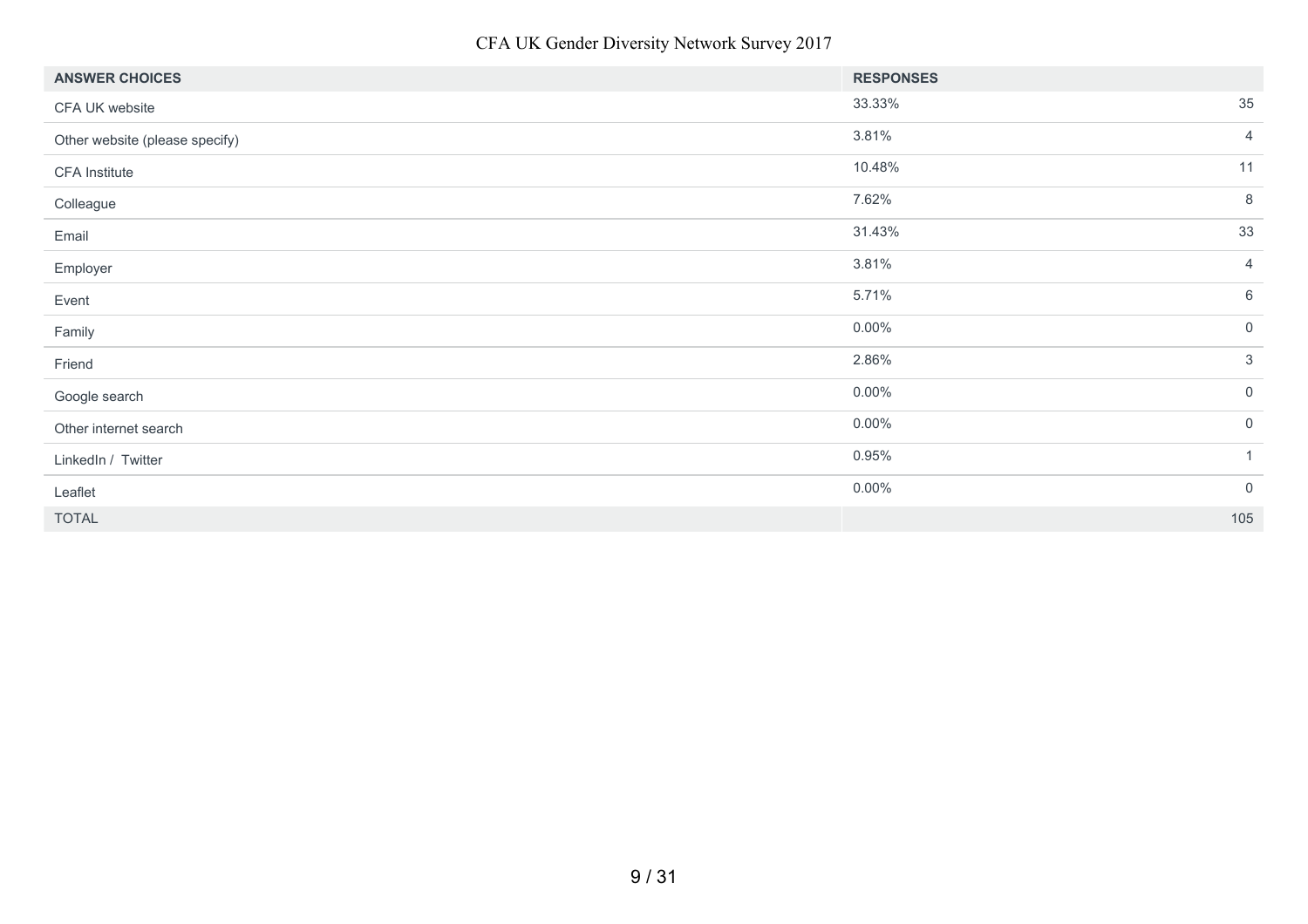CFA UK Gender Diversity Network Survey 2017

| ANSWER CHOICES | RESPONSES | |
|---|---|---|
| CFA UK website | 33.33% | 35 |
| Other website (please specify) | 3.81% | 4 |
| CFA Institute | 10.48% | 11 |
| Colleague | 7.62% | 8 |
| Email | 31.43% | 33 |
| Employer | 3.81% | 4 |
| Event | 5.71% | 6 |
| Family | 0.00% | 0 |
| Friend | 2.86% | 3 |
| Google search | 0.00% | 0 |
| Other internet search | 0.00% | 0 |
| LinkedIn / Twitter | 0.95% | 1 |
| Leaflet | 0.00% | 0 |
| TOTAL | | 105 |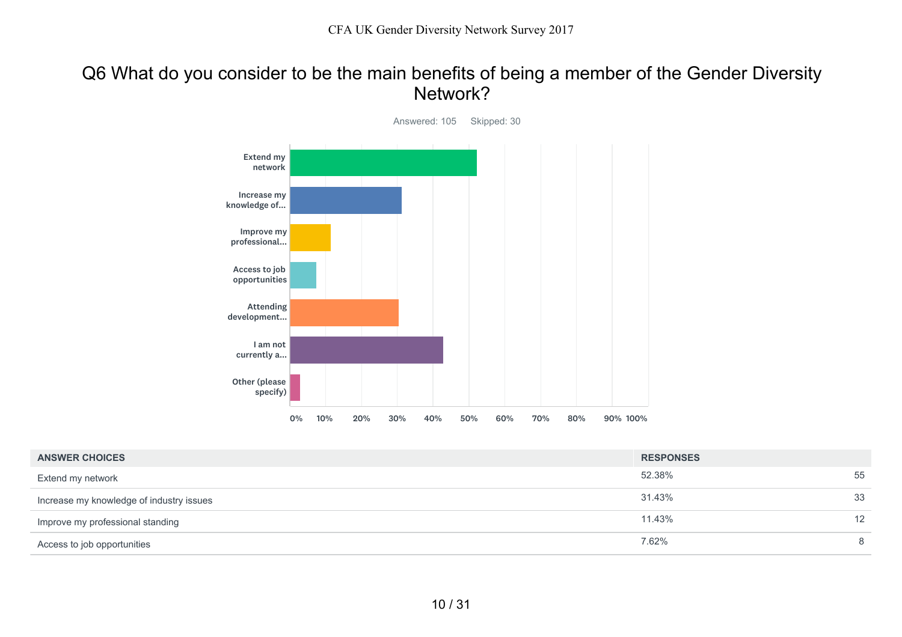# Q6 What do you consider to be the main benefits of being a member of the Gender Diversity Network?

Answered: 105 Skipped: 30

| ANSWER CHOICES | RESPONSES | |
|---|---|---|
| Extend my network | 52.38% | 55 |
| Increase my knowledge of industry issues | 31.43% | 33 |
| Improve my professional standing | 11.43% | 12 |
| Access to job opportunities | 7.62% | 8 |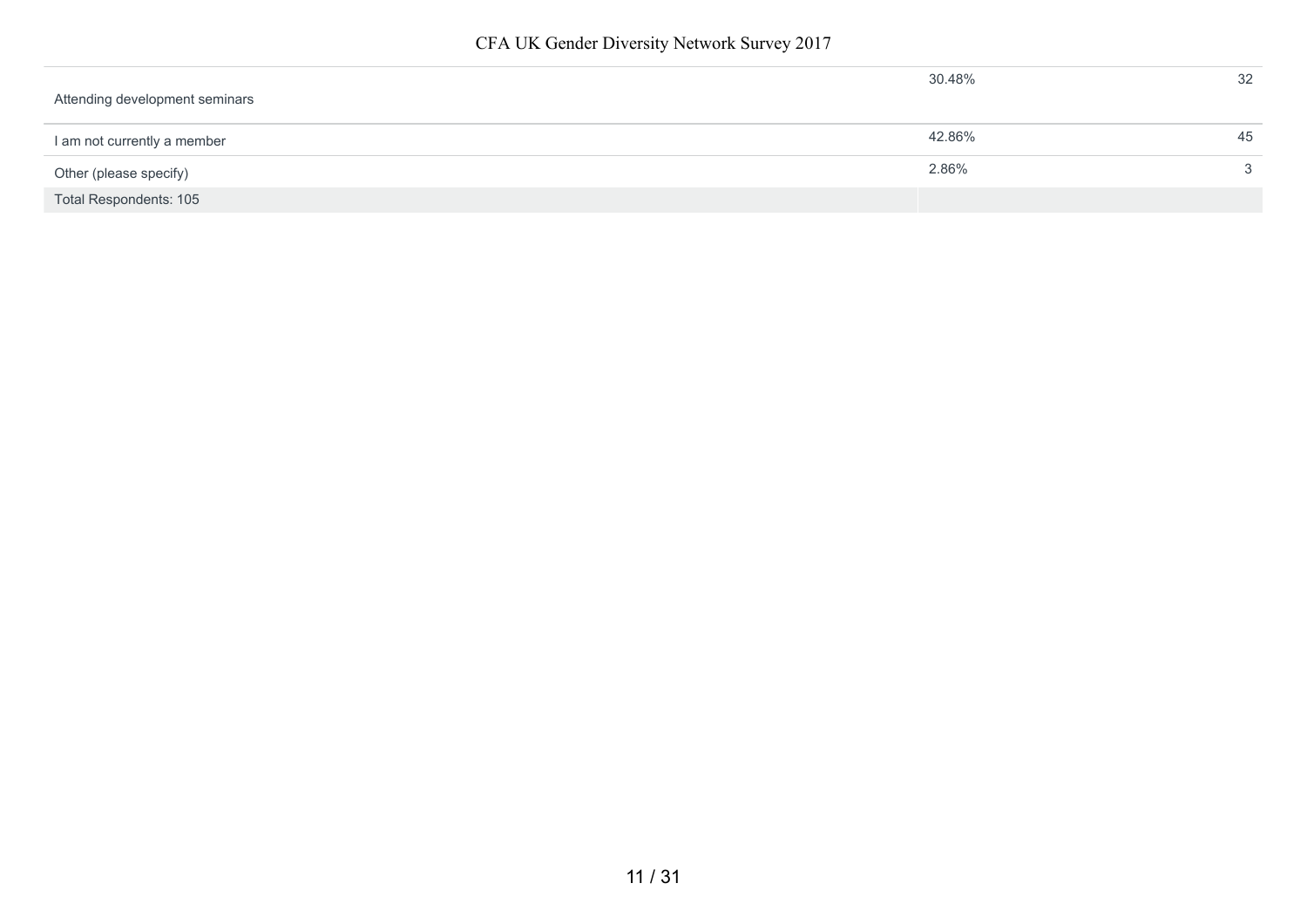| | | |
|---|---|---|
| Attending development seminars | 30.48% | 32 |
| I am not currently a member | 42.86% | 45 |
| Other (please specify) | 2.86% | 3 |
| Total Respondents: 105 | | |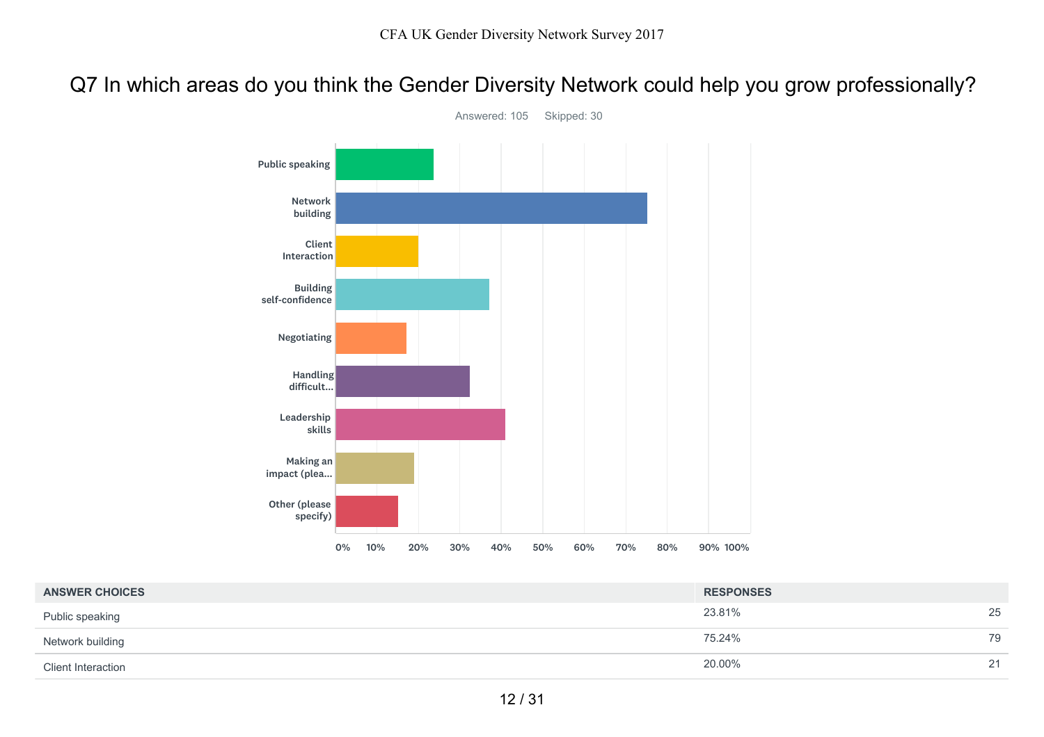## Q7 In which areas do you think the Gender Diversity Network could help you grow professionally?

Answered: 105 Skipped: 30

| ANSWER CHOICES | RESPONSES | |
|---|---|---|
| Public speaking | 23.81% | 25 |
| Network building | 75.24% | 79 |
| Client Interaction | 20.00% | 21 |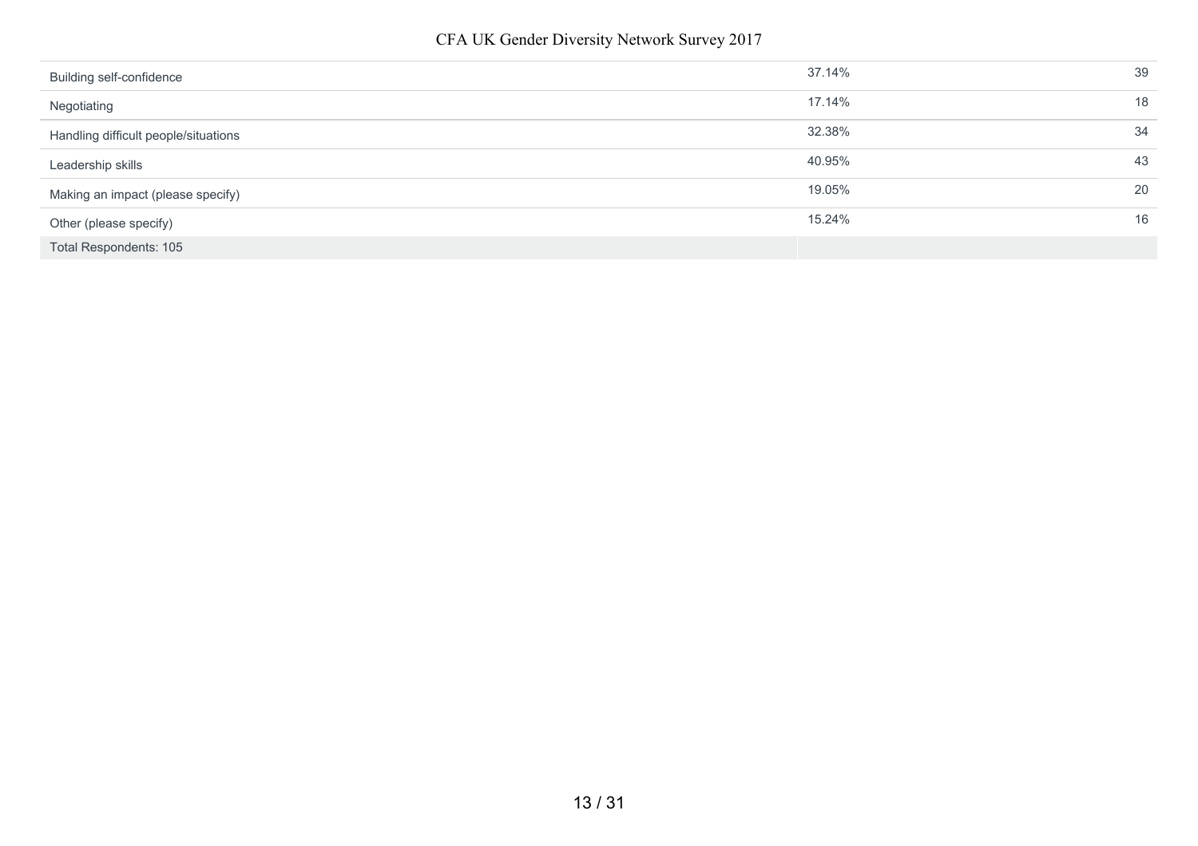| | | |
|---|---|---|
| Building self-confidence | 37.14% | 39 |
| Negotiating | 17.14% | 18 |
| Handling difficult people/situations | 32.38% | 34 |
| Leadership skills | 40.95% | 43 |
| Making an impact (please specify) | 19.05% | 20 |
| Other (please specify) | 15.24% | 16 |
| Total Respondents: 105 | | |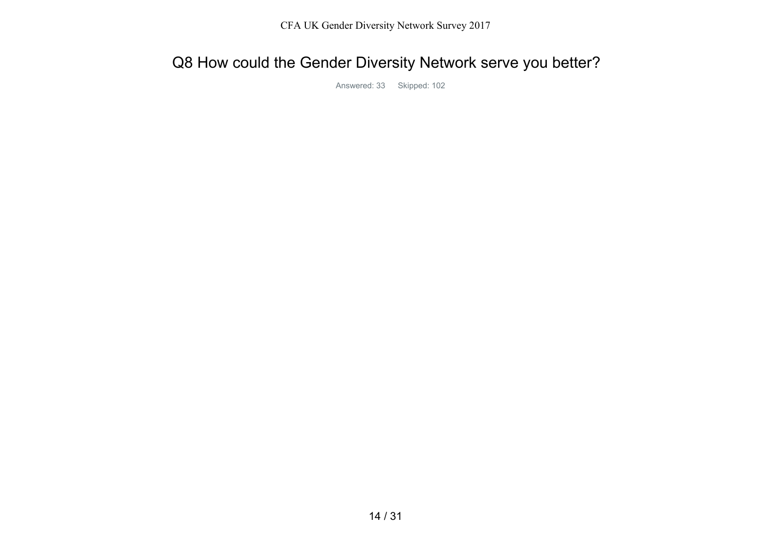# Q8 How could the Gender Diversity Network serve you better?

Answered: 33 Skipped: 102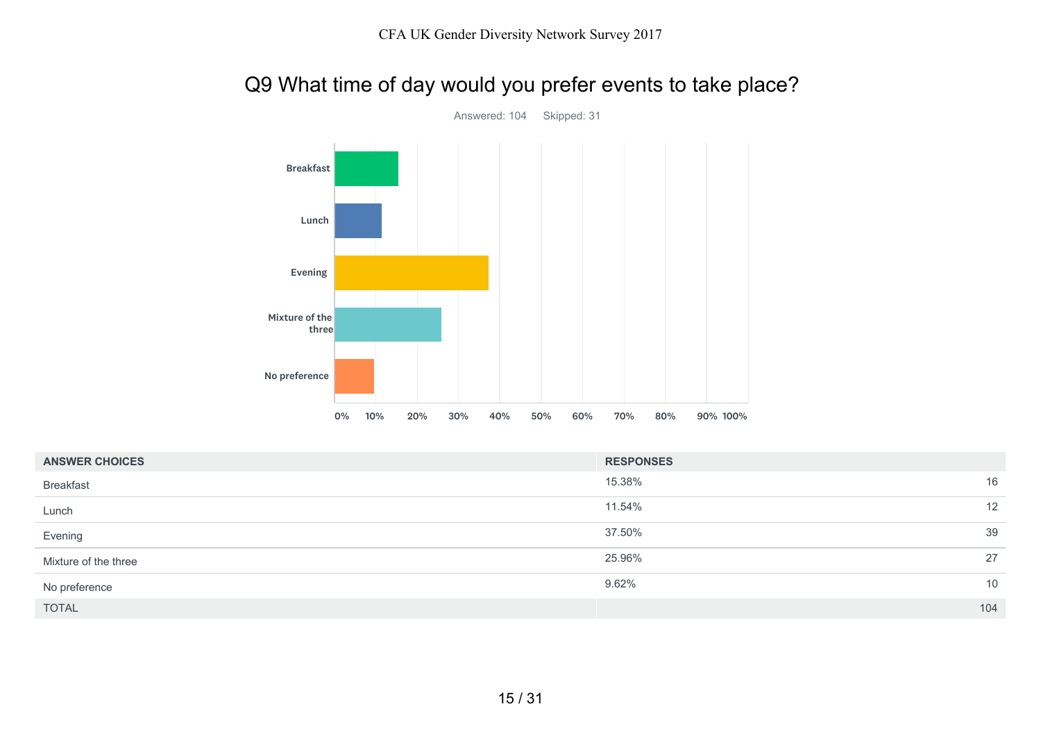## Q9 What time of day would you prefer events to take place?

Answered: 104 Skipped: 31

| ANSWER CHOICES | RESPONSES | |
|---|---|---|
| Breakfast | 15.38% | 16 |
| Lunch | 11.54% | 12 |
| Evening | 37.50% | 39 |
| Mixture of the three | 25.96% | 27 |
| No preference | 9.62% | 10 |
| TOTAL | | 104 |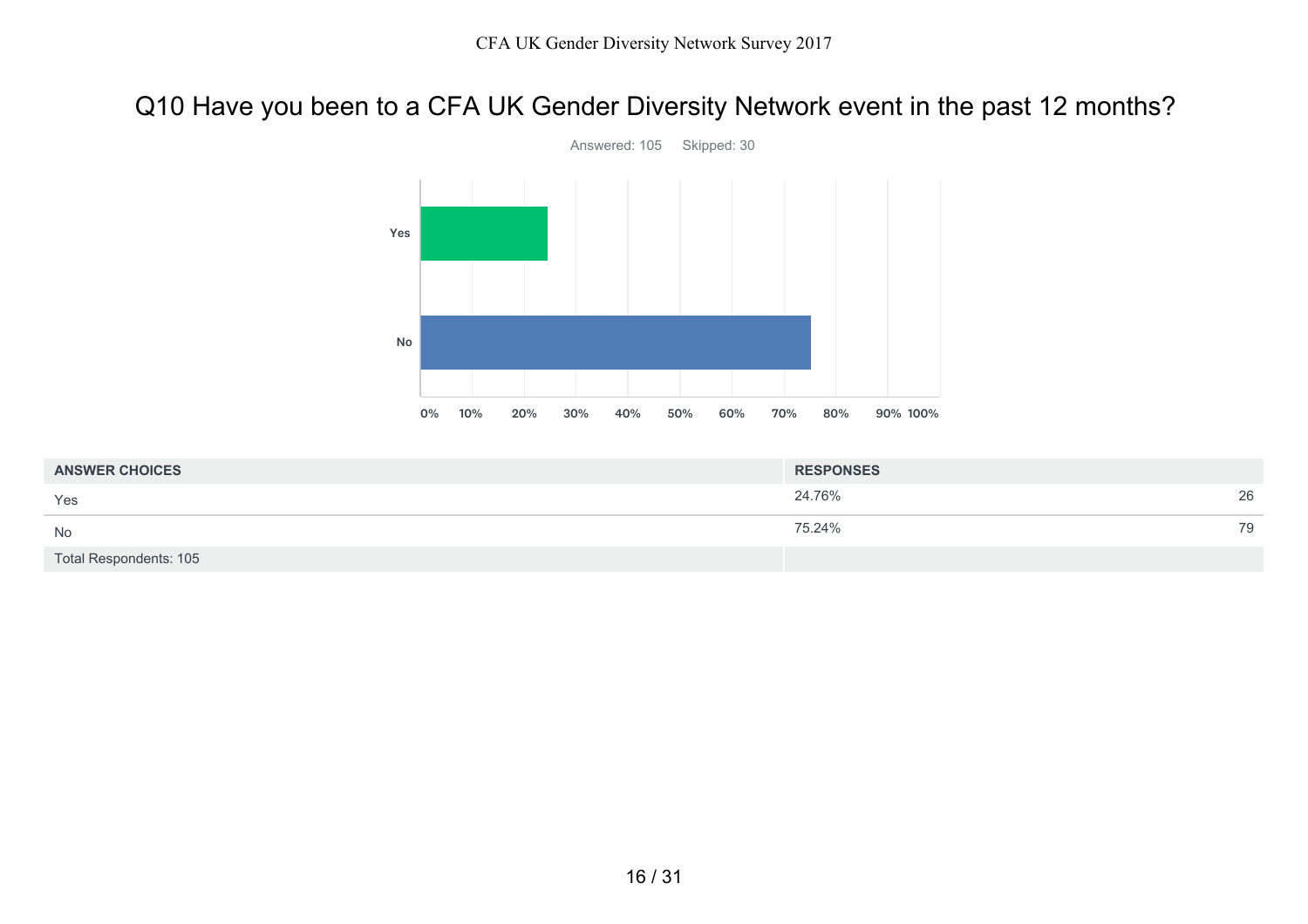## Q10 Have you been to a CFA UK Gender Diversity Network event in the past 12 months?

Answered: 105 Skipped: 30

| ANSWER CHOICES | RESPONSES | |
|---|---|---|
| Yes | 24.76% | 26 |
| No | 75.24% | 79 |
| Total Respondents: 105 | | |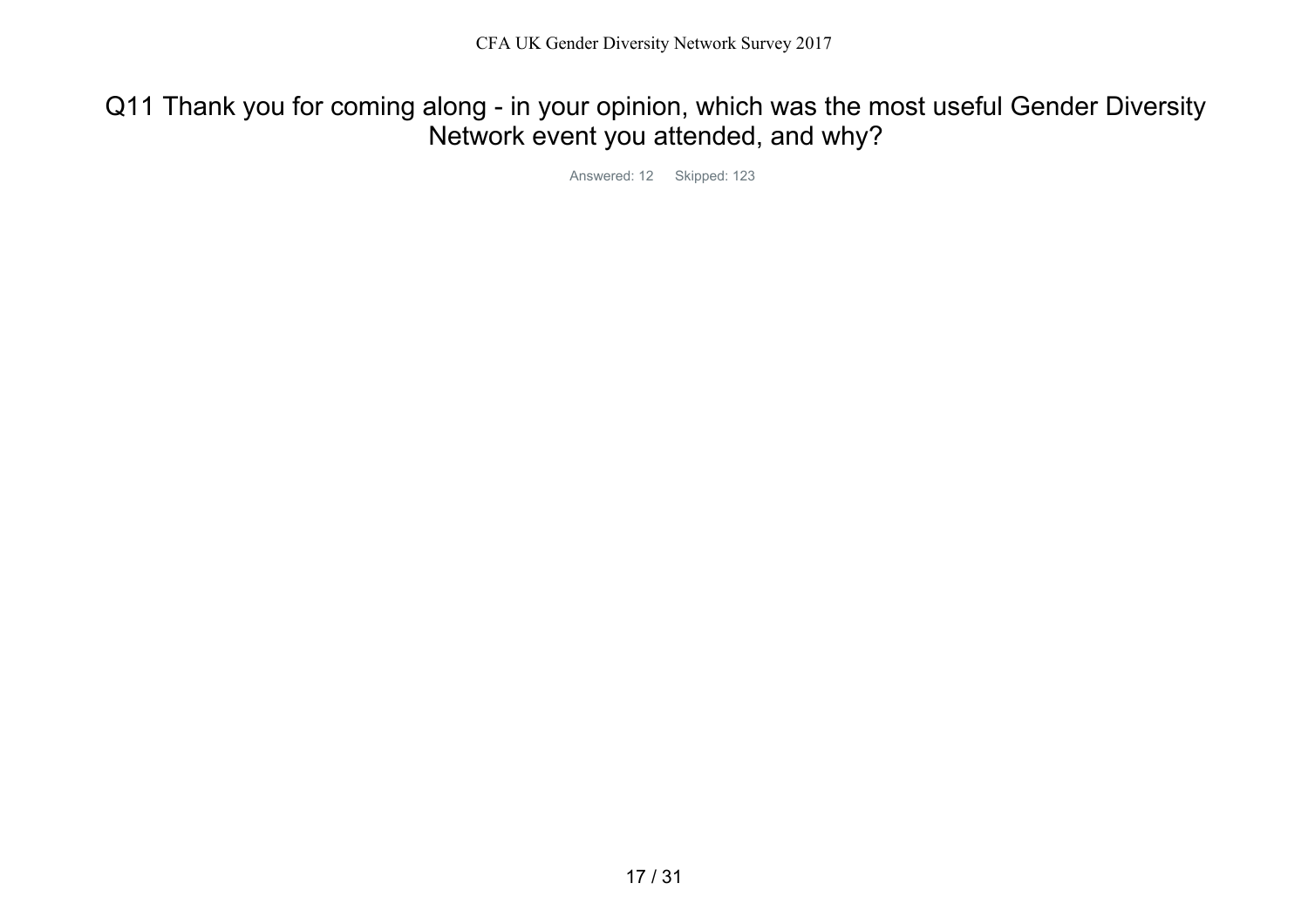# Q11 Thank you for coming along - in your opinion, which was the most useful Gender Diversity Network event you attended, and why?

Answered: 12 Skipped: 123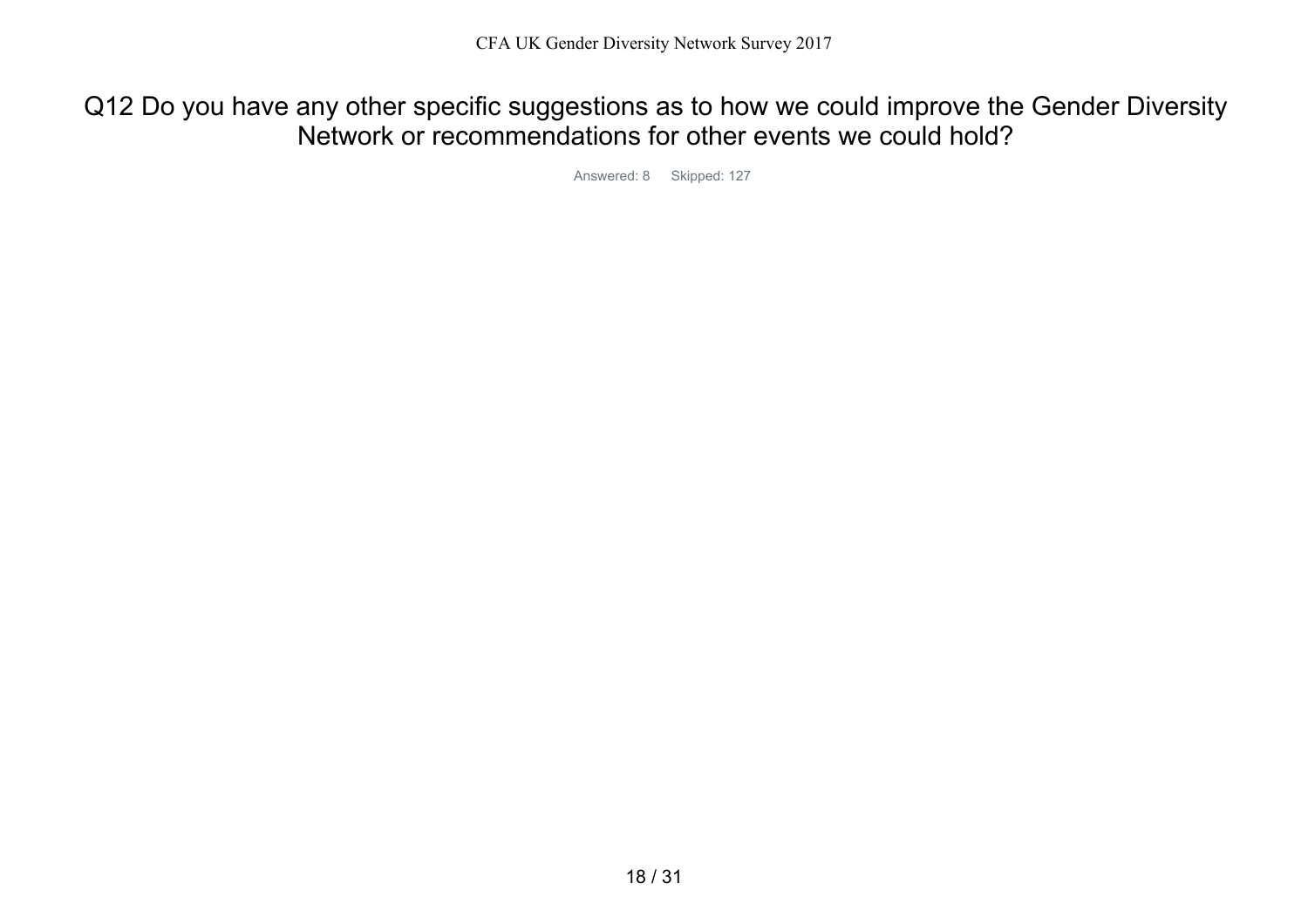# Q12 Do you have any other specific suggestions as to how we could improve the Gender Diversity Network or recommendations for other events we could hold?

Answered: 8 Skipped: 127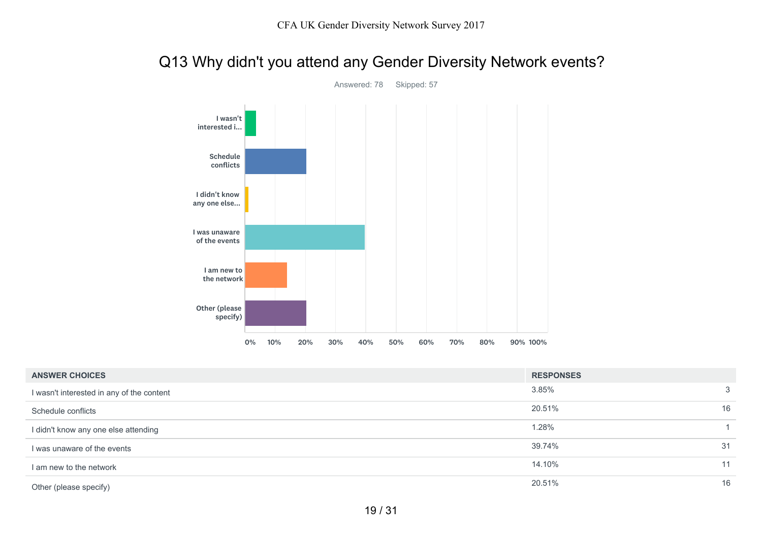# Q13 Why didn't you attend any Gender Diversity Network events?

Answered: 78 Skipped: 57

| ANSWER CHOICES | RESPONSES | |
|---|---|---|
| I wasn't interested in any of the content | 3.85% | 3 |
| Schedule conflicts | 20.51% | 16 |
| I didn't know any one else attending | 1.28% | 1 |
| I was unaware of the events | 39.74% | 31 |
| I am new to the network | 14.10% | 11 |
| Other (please specify) | 20.51% | 16 |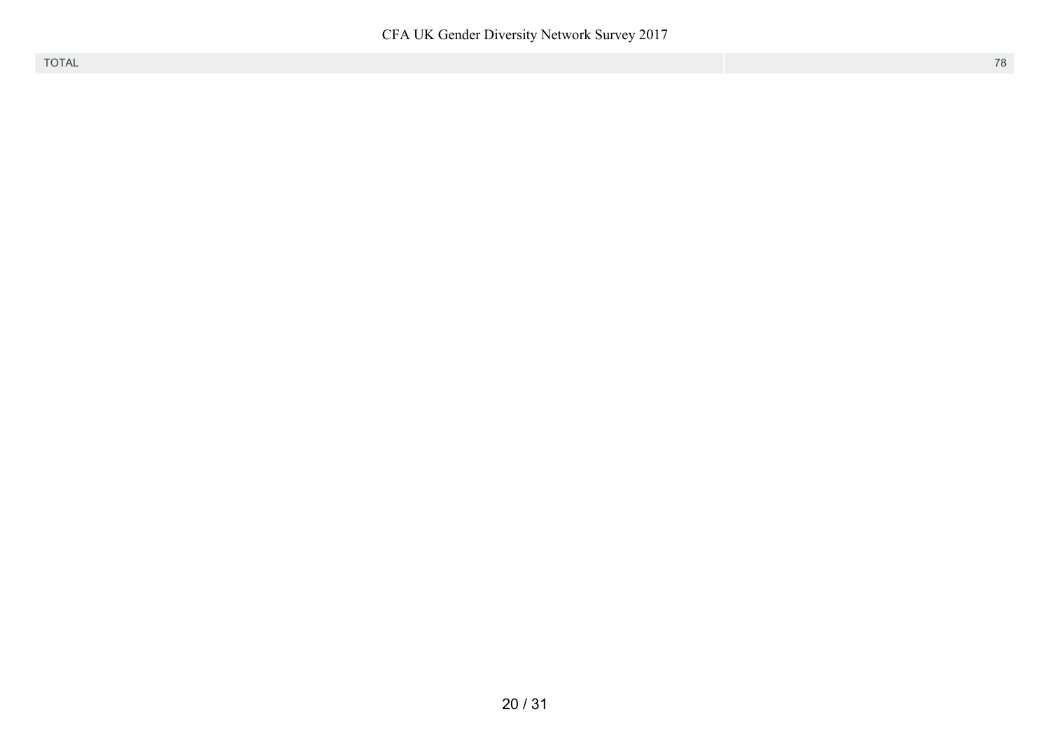| TOTAL | 78 |
| --- | --- |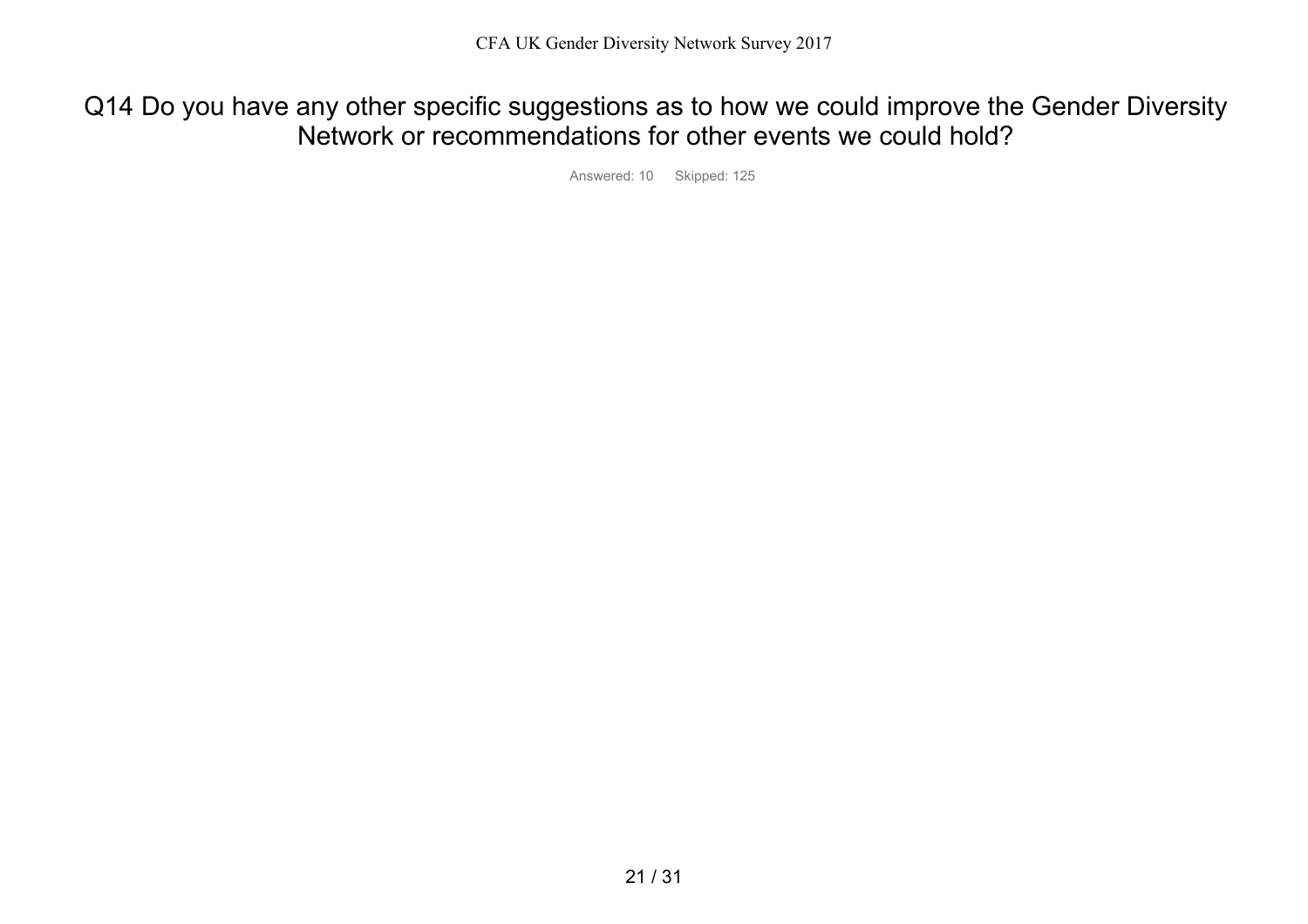# Q14 Do you have any other specific suggestions as to how we could improve the Gender Diversity Network or recommendations for other events we could hold?

Answered: 10 Skipped: 125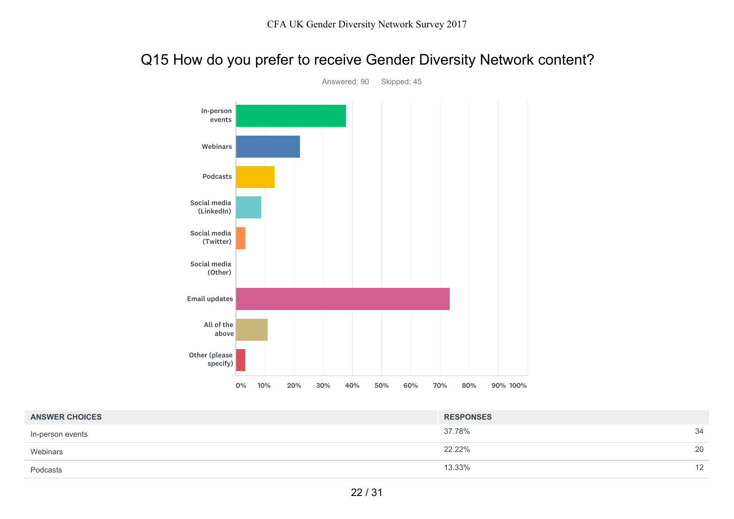## Q15 How do you prefer to receive Gender Diversity Network content?

Answered: 90 Skipped: 45

| ANSWER CHOICES | RESPONSES | |
|---|---|---|
| In-person events | 37.78% | 34 |
| Webinars | 22.22% | 20 |
| Podcasts | 13.33% | 12 |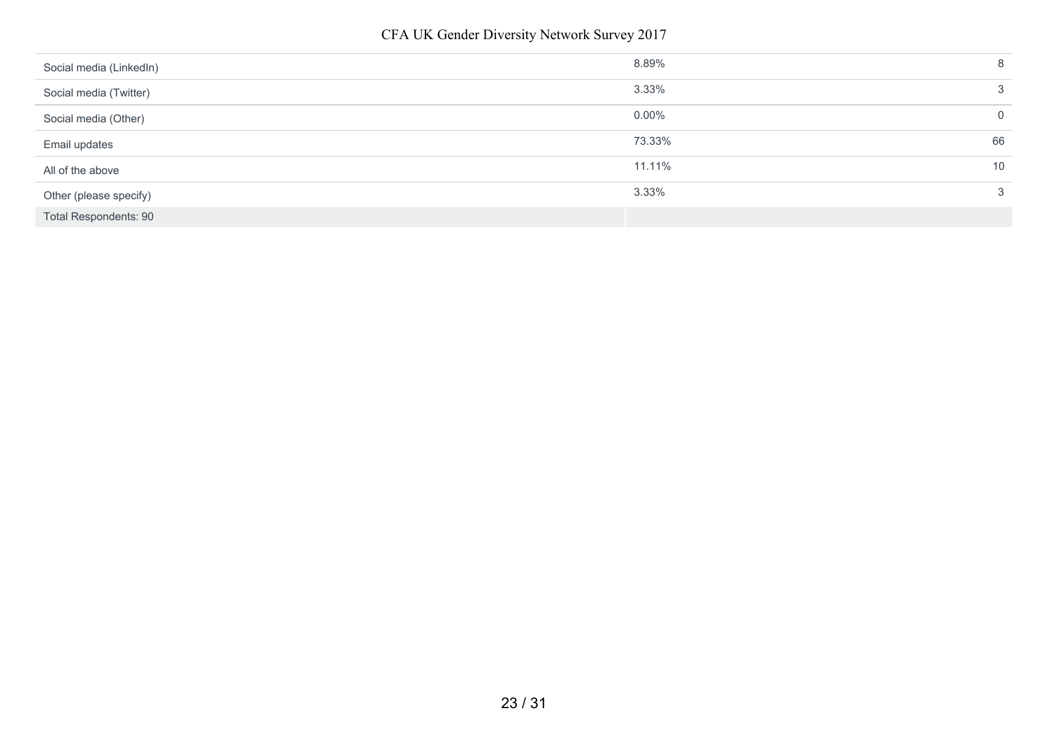| | | |
|---|---|---|
| Social media (LinkedIn) | 8.89% | 8 |
| Social media (Twitter) | 3.33% | 3 |
| Social media (Other) | 0.00% | 0 |
| Email updates | 73.33% | 66 |
| All of the above | 11.11% | 10 |
| Other (please specify) | 3.33% | 3 |
| Total Respondents: 90 | | |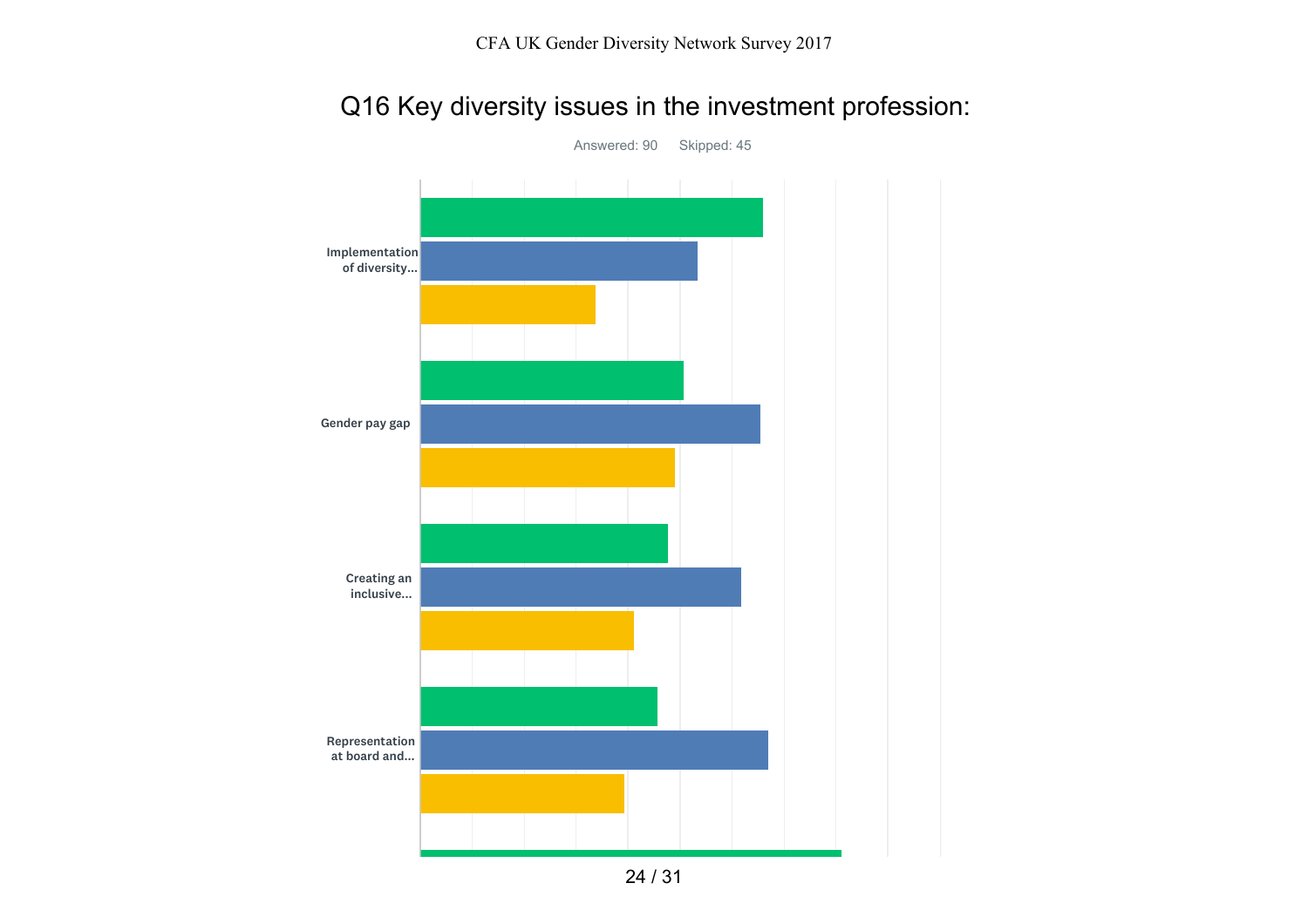## Q16 Key diversity issues in the investment profession:

Answered: 90 Skipped: 45

Implementation of diversity...

Gender pay gap

Creating an inclusive...

Representation at board and...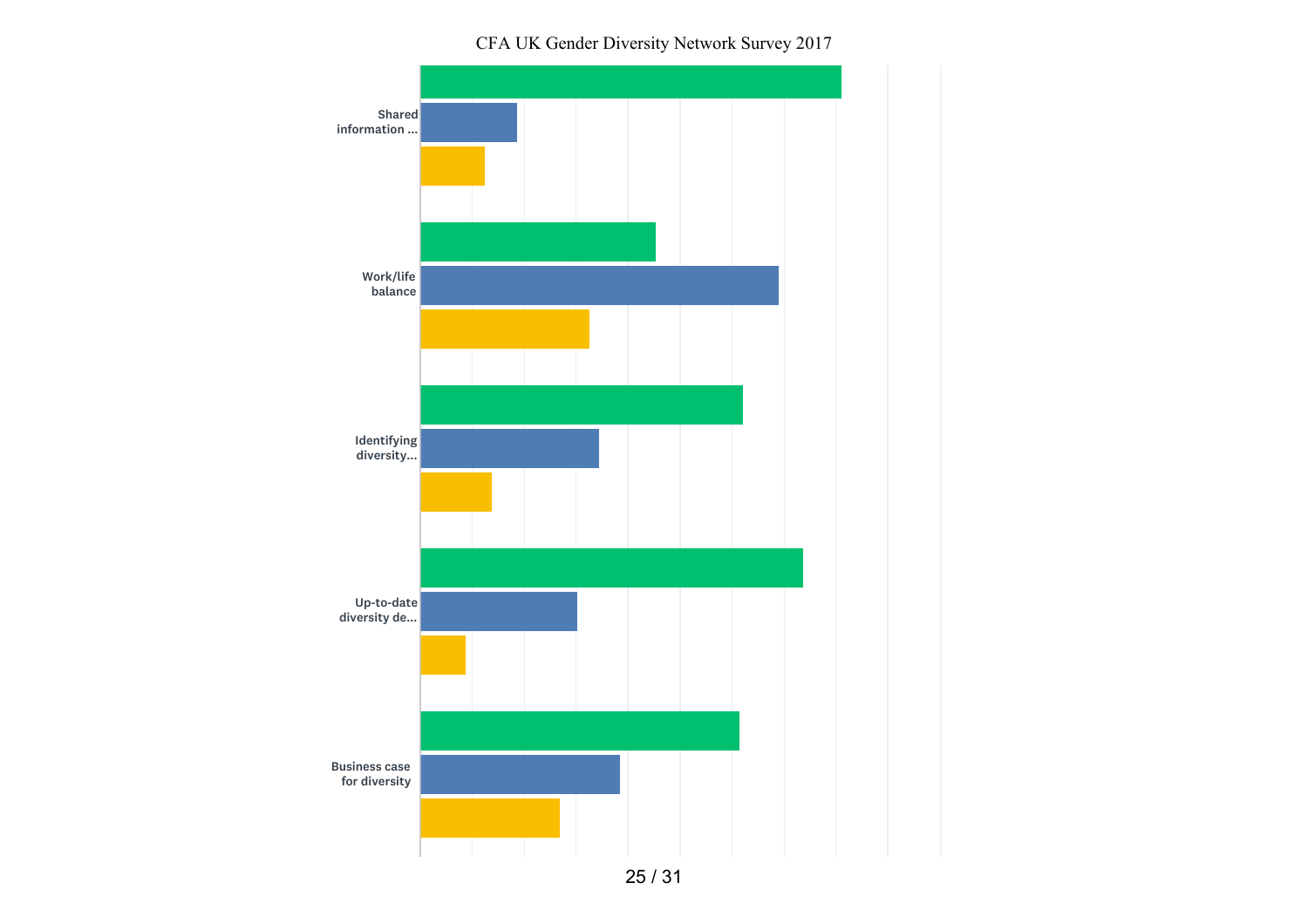CFA UK Gender Diversity Network Survey 2017

Shared information ...

Work/life balance

Identifying diversity...

Up-to-date diversity de...

Business case for diversity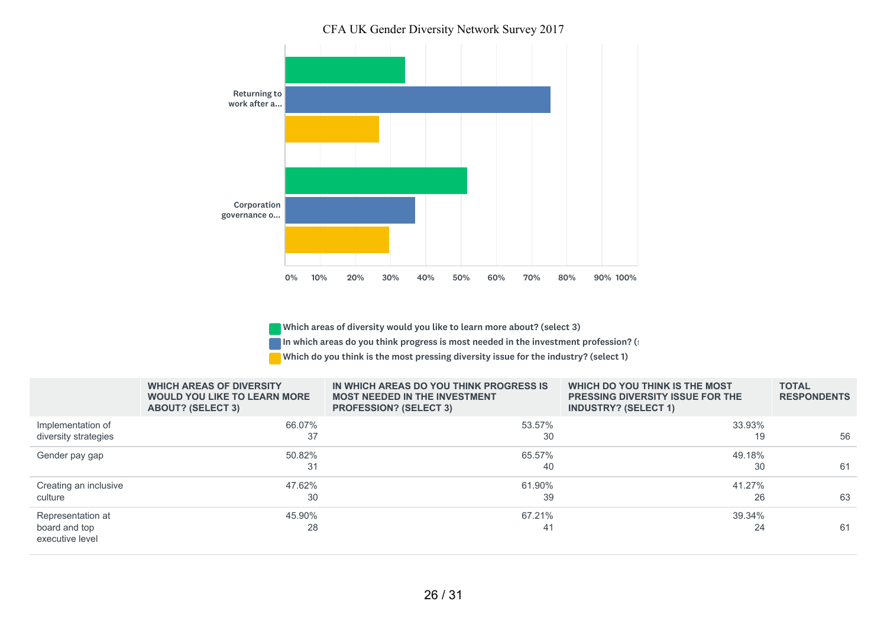CFA UK Gender Diversity Network Survey 2017

Returning to work after a...

Corporation governance o...

0% 10% 20% 30% 40% 50% 60% 70% 80% 90% 100%

Which areas of diversity would you like to learn more about? (select 3)

In which areas do you think progress is most needed in the investment profession? (s

Which do you think is the most pressing diversity issue for the industry? (select 1)

| | WHICH AREAS OF DIVERSITY WOULD YOU LIKE TO LEARN MORE ABOUT? (SELECT 3) | IN WHICH AREAS DO YOU THINK PROGRESS IS MOST NEEDED IN THE INVESTMENT PROFESSION? (SELECT 3) | WHICH DO YOU THINK IS THE MOST PRESSING DIVERSITY ISSUE FOR THE INDUSTRY? (SELECT 1) | TOTAL RESPONDENTS |
|---|---|---|---|---|
| Implementation of diversity strategies | 66.07% 37 | 53.57% 30 | 33.93% 19 | 56 |
| Gender pay gap | 50.82% 31 | 65.57% 40 | 49.18% 30 | 61 |
| Creating an inclusive culture | 47.62% 30 | 61.90% 39 | 41.27% 26 | 63 |
| Representation at board and top executive level | 45.90% 28 | 67.21% 41 | 39.34% 24 | 61 |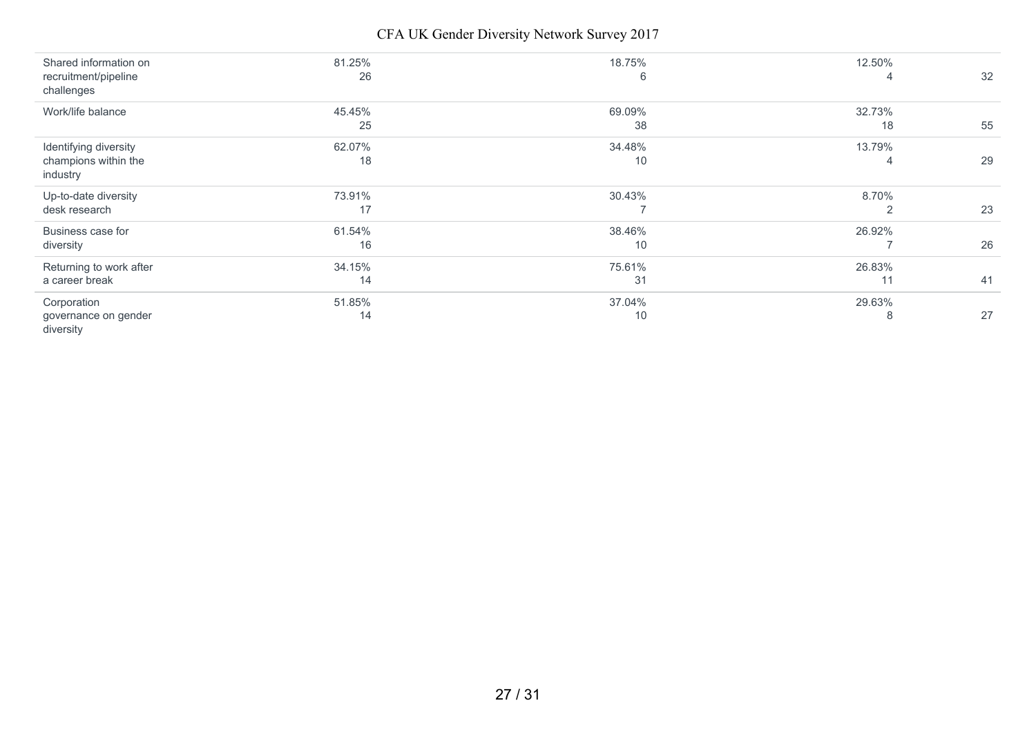| | | | | |
|---|---|---|---|---|
| Shared information on recruitment/pipeline challenges | 81.25%<br>26 | 18.75%<br>6 | 12.50%<br>4 | 32 |
| Work/life balance | 45.45%<br>25 | 69.09%<br>38 | 32.73%<br>18 | 55 |
| Identifying diversity champions within the industry | 62.07%<br>18 | 34.48%<br>10 | 13.79%<br>4 | 29 |
| Up-to-date diversity desk research | 73.91%<br>17 | 30.43%<br>7 | 8.70%<br>2 | 23 |
| Business case for diversity | 61.54%<br>16 | 38.46%<br>10 | 26.92%<br>7 | 26 |
| Returning to work after a career break | 34.15%<br>14 | 75.61%<br>31 | 26.83%<br>11 | 41 |
| Corporation governance on gender diversity | 51.85%<br>14 | 37.04%<br>10 | 29.63%<br>8 | 27 |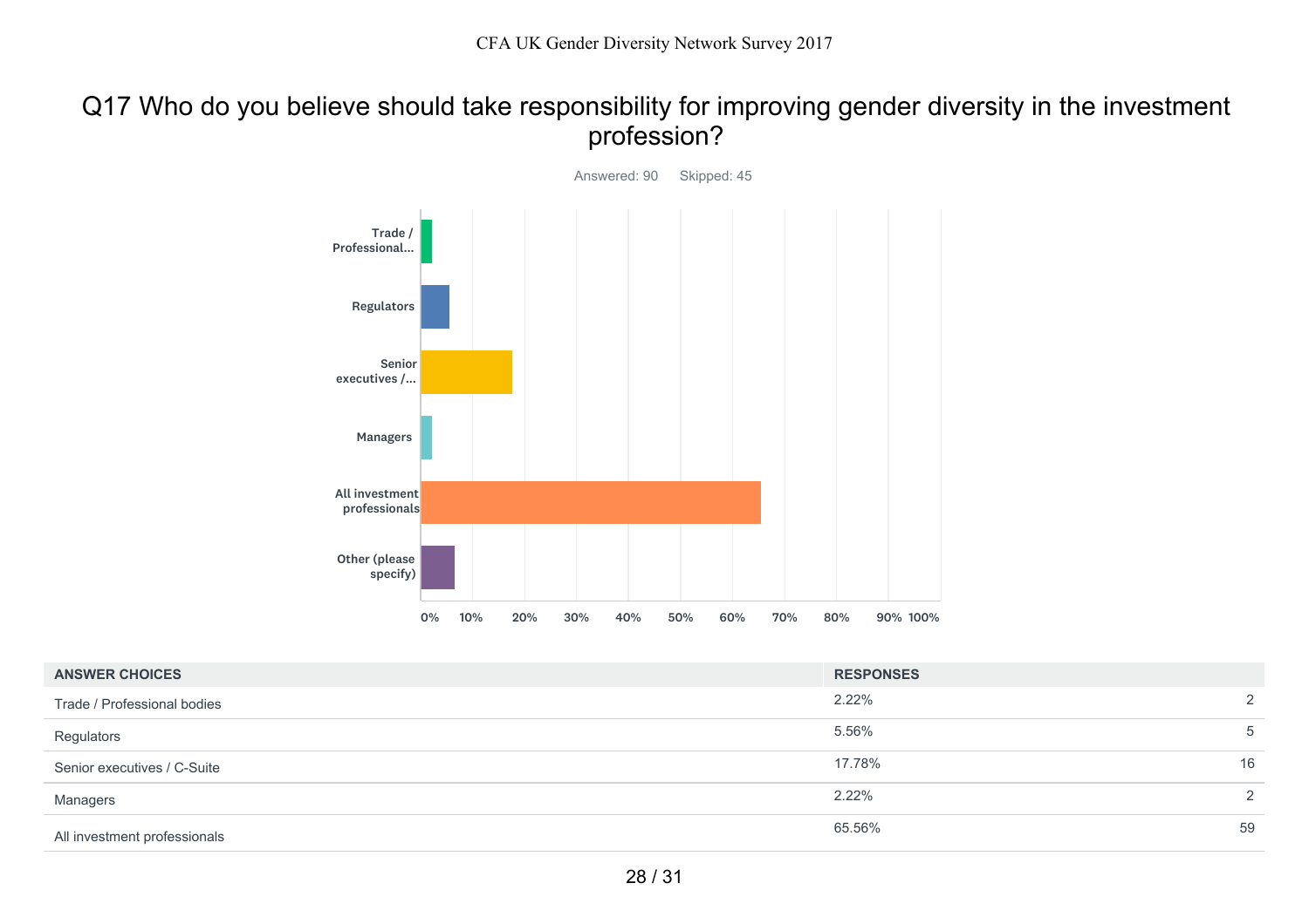## Q17 Who do you believe should take responsibility for improving gender diversity in the investment profession?

Answered: 90 Skipped: 45

| ANSWER CHOICES | RESPONSES | |
|---|---|---|
| Trade / Professional bodies | 2.22% | 2 |
| Regulators | 5.56% | 5 |
| Senior executives / C-Suite | 17.78% | 16 |
| Managers | 2.22% | 2 |
| All investment professionals | 65.56% | 59 |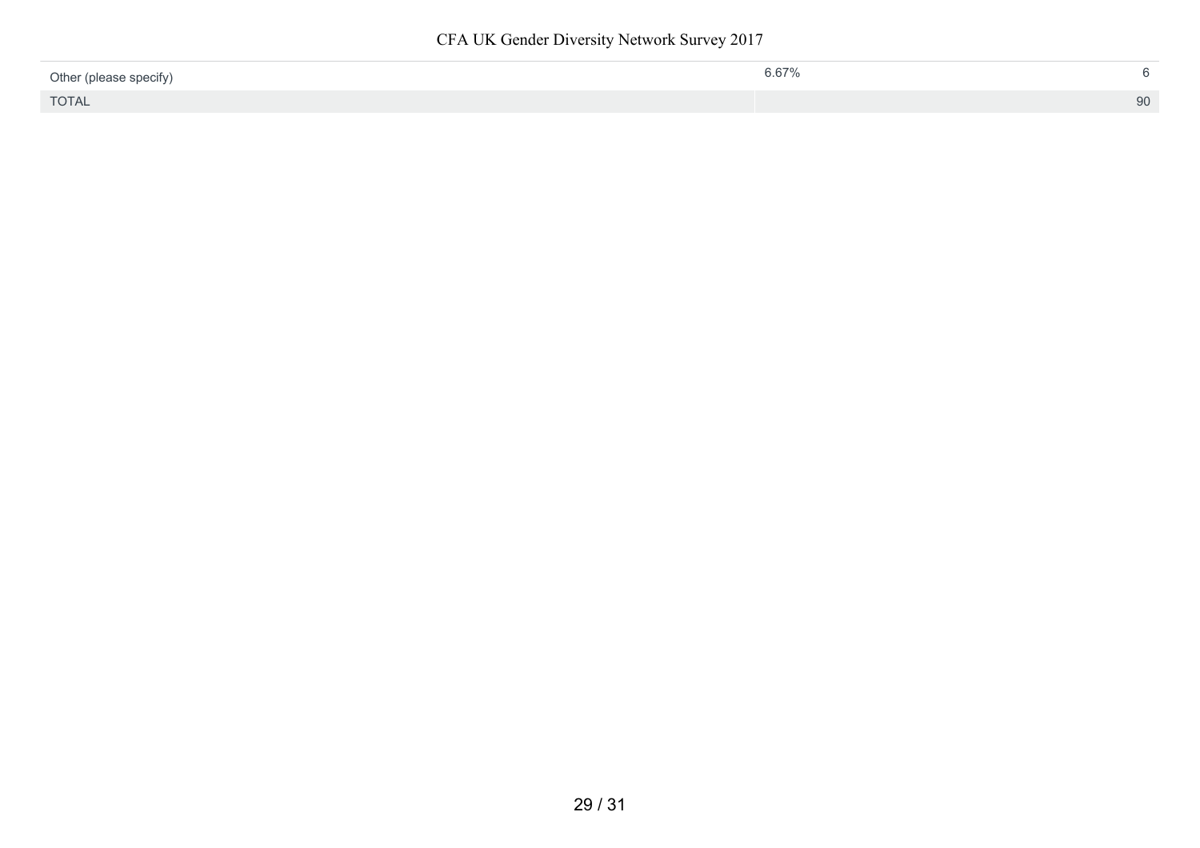| | | |
|---|---|---|
| Other (please specify) | 6.67% | 6 |
| TOTAL | | 90 |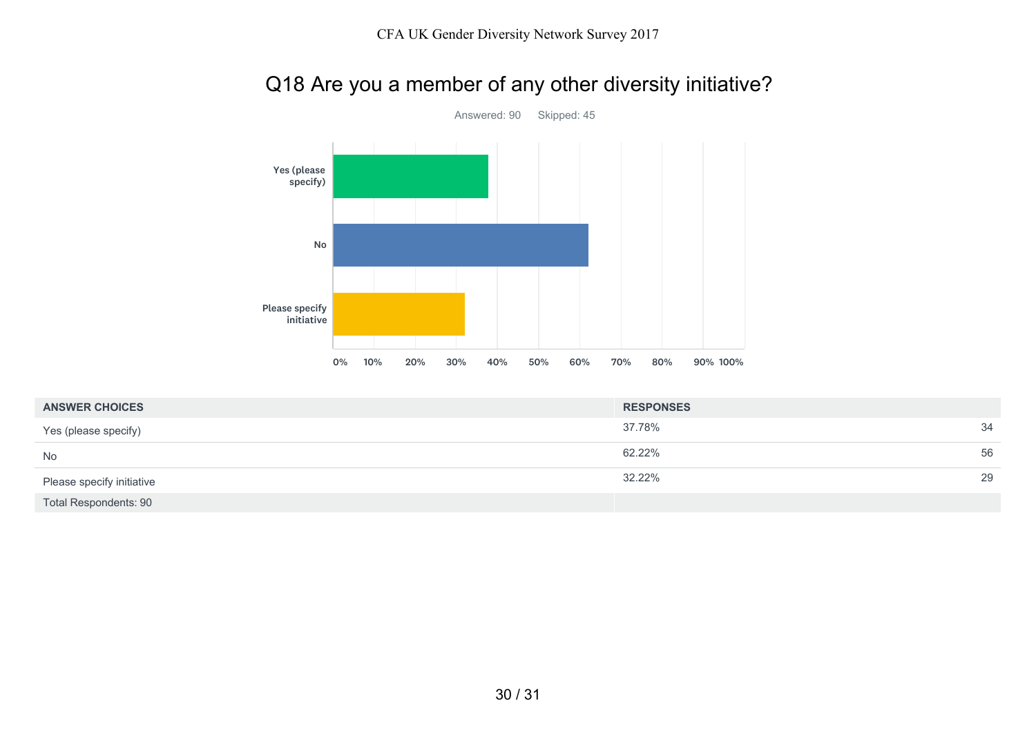# Q18 Are you a member of any other diversity initiative?

Answered: 90 Skipped: 45

| ANSWER CHOICES | RESPONSES | |
|---|---|---|
| Yes (please specify) | 37.78% | 34 |
| No | 62.22% | 56 |
| Please specify initiative | 32.22% | 29 |
| Total Respondents: 90 | | |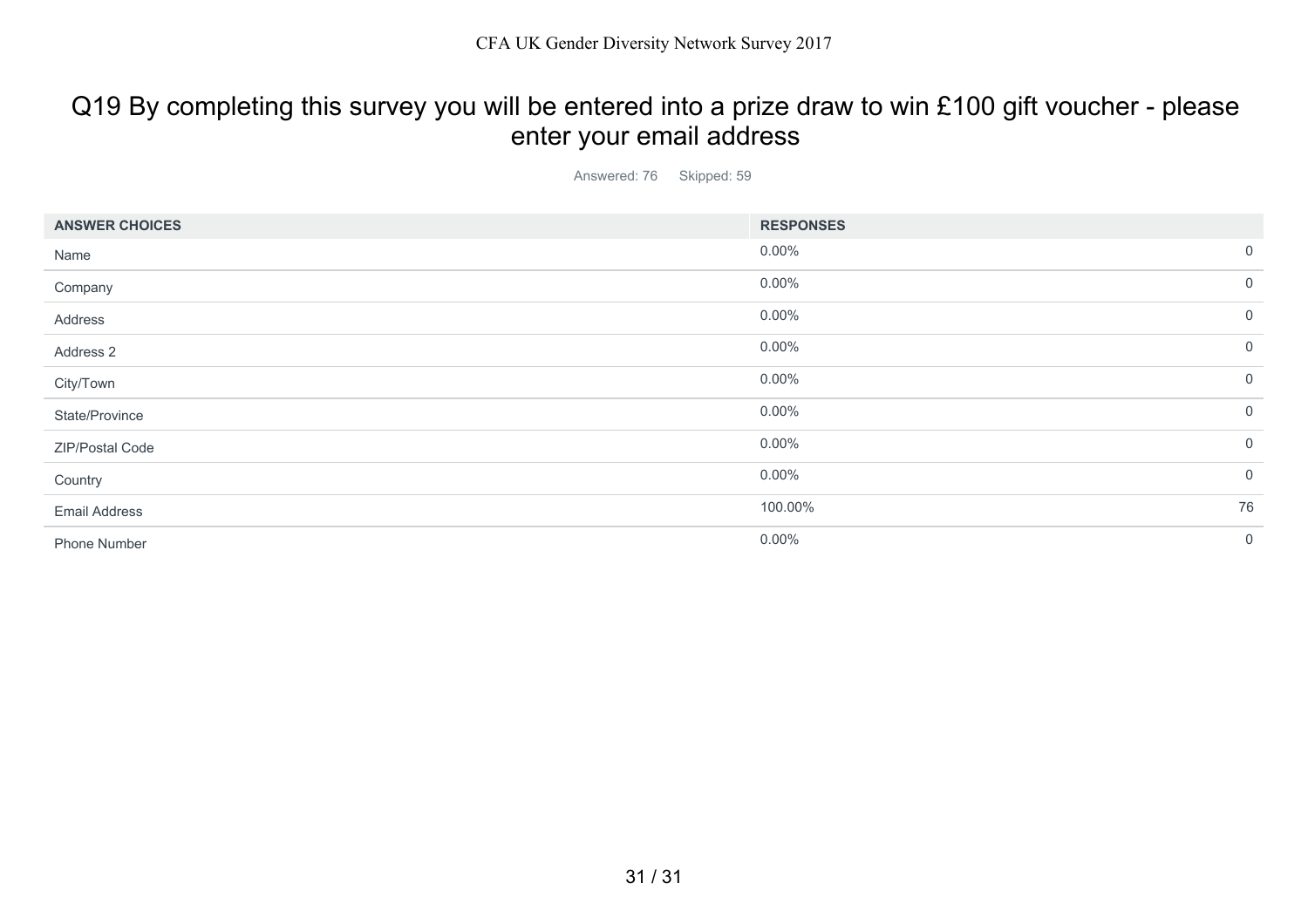## Q19 By completing this survey you will be entered into a prize draw to win £100 gift voucher - please enter your email address

Answered: 76    Skipped: 59

| ANSWER CHOICES | RESPONSES | |
|---|---|---|
| Name | 0.00% | 0 |
| Company | 0.00% | 0 |
| Address | 0.00% | 0 |
| Address 2 | 0.00% | 0 |
| City/Town | 0.00% | 0 |
| State/Province | 0.00% | 0 |
| ZIP/Postal Code | 0.00% | 0 |
| Country | 0.00% | 0 |
| Email Address | 100.00% | 76 |
| Phone Number | 0.00% | 0 |